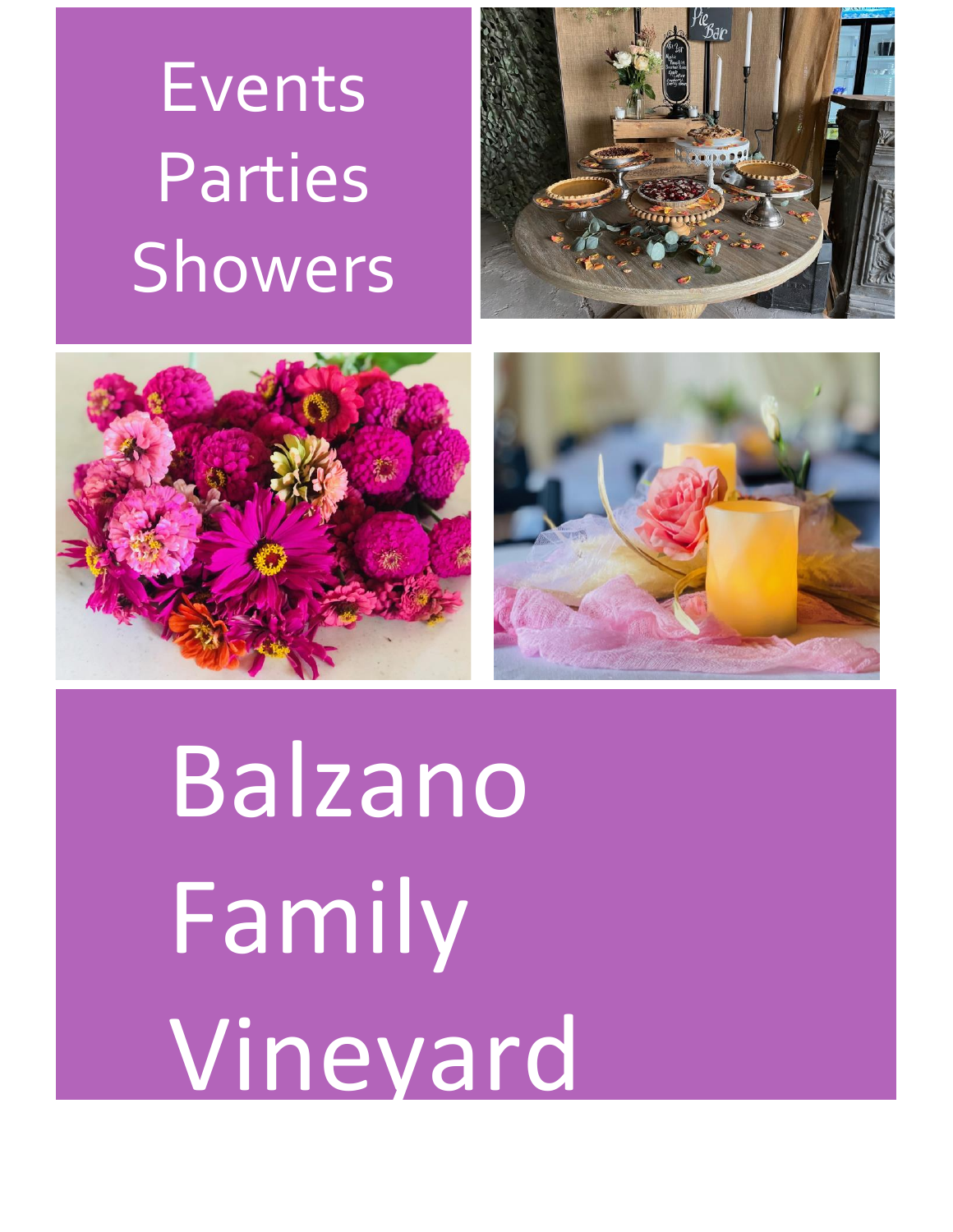Events
Parties
Showers

# Balzano Family Vineyard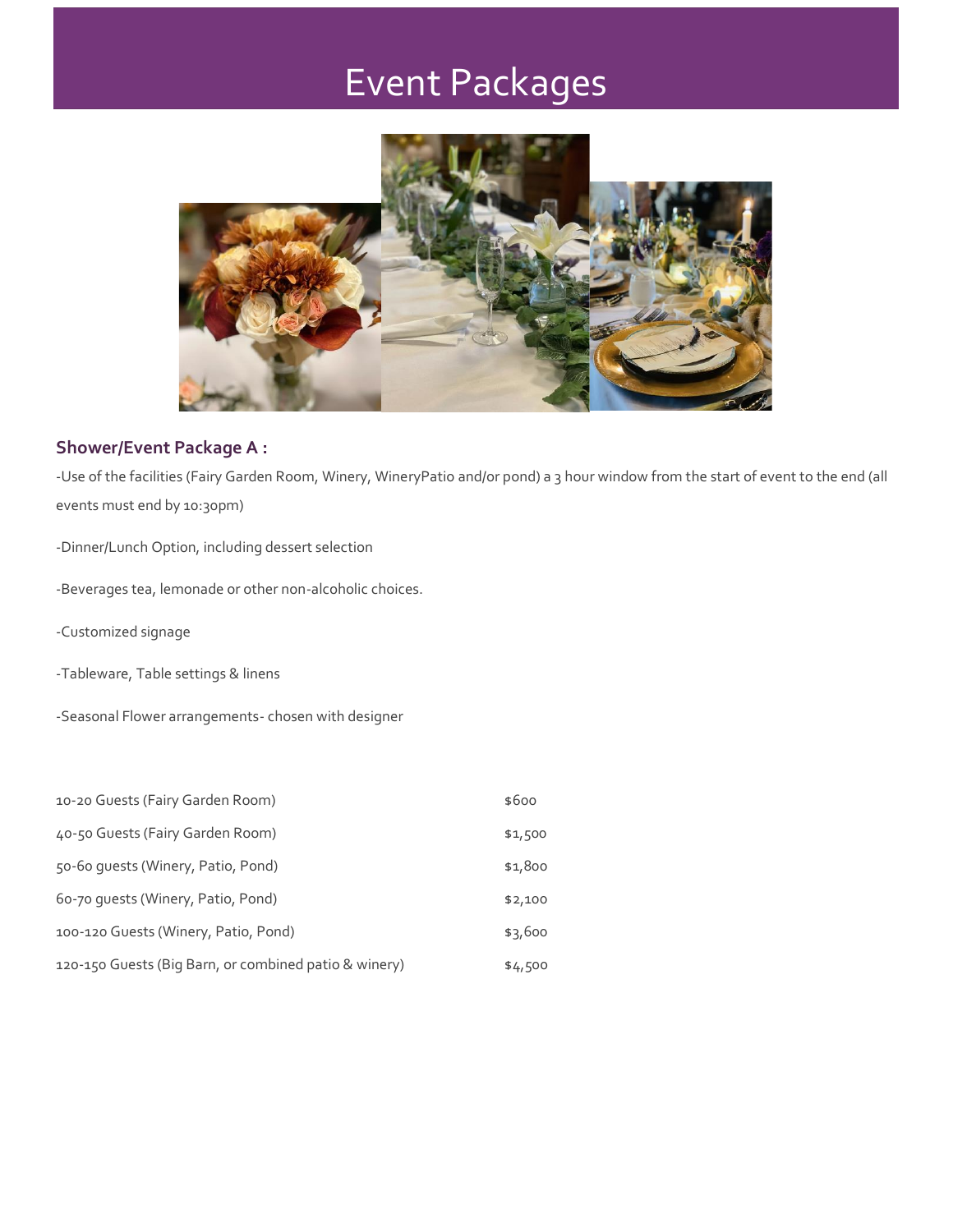# Event Packages

### Shower/Event Package A :

-Use of the facilities (Fairy Garden Room, Winery, WineryPatio and/or pond) a 3 hour window from the start of event to the end (all events must end by 10:30pm)

-Dinner/Lunch Option, including dessert selection

-Beverages tea, lemonade or other non-alcoholic choices.

-Customized signage

-Tableware, Table settings & linens

-Seasonal Flower arrangements- chosen with designer

| | |
|---|---|
| 10-20 Guests (Fairy Garden Room) | $600 |
| 40-50 Guests (Fairy Garden Room) | $1,500 |
| 50-60 guests (Winery, Patio, Pond) | $1,800 |
| 60-70 guests (Winery, Patio, Pond) | $2,100 |
| 100-120 Guests (Winery, Patio, Pond) | $3,600 |
| 120-150 Guests (Big Barn, or combined patio & winery) | $4,500 |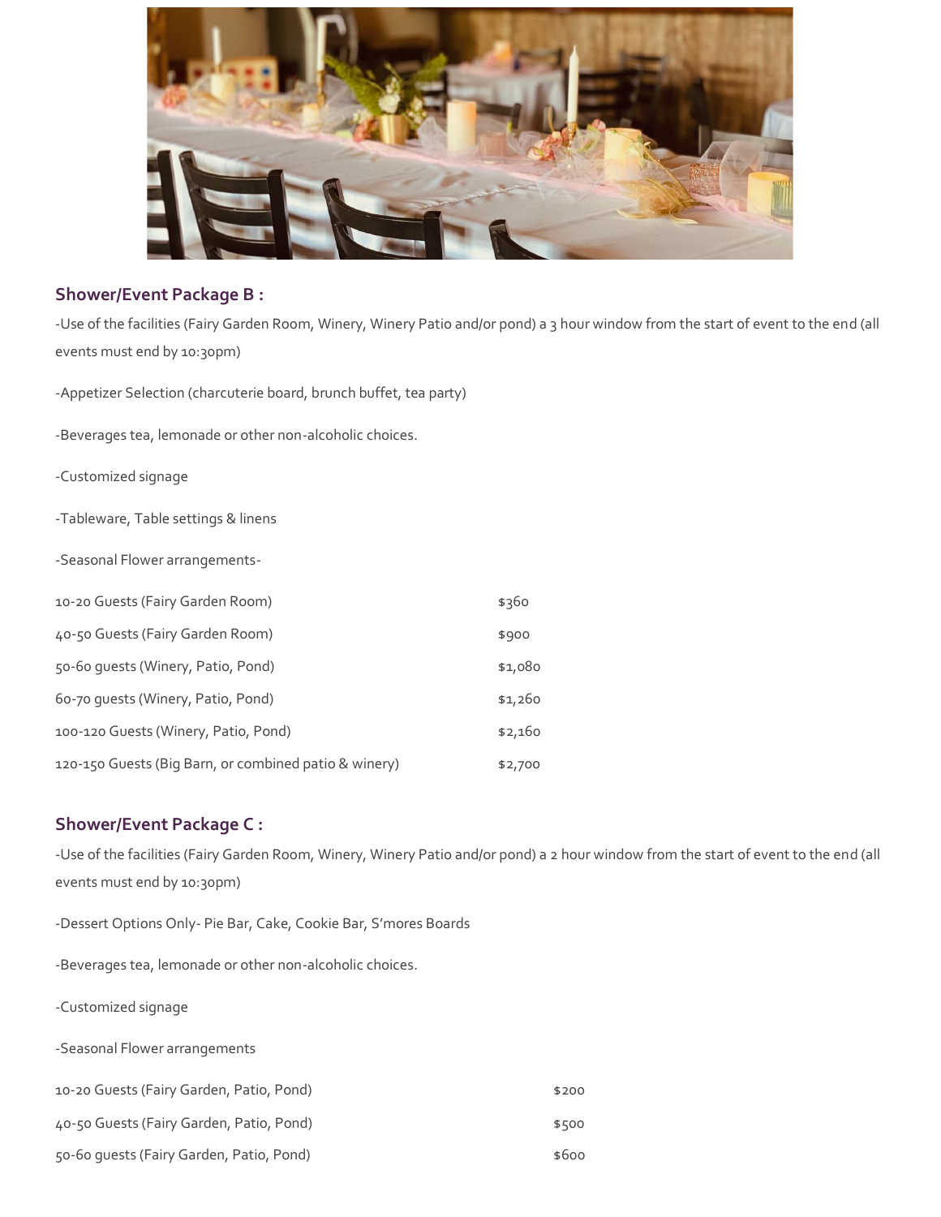## Shower/Event Package B :

-Use of the facilities (Fairy Garden Room, Winery, Winery Patio and/or pond) a 3 hour window from the start of event to the end (all events must end by 10:30pm)

-Appetizer Selection (charcuterie board, brunch buffet, tea party)

-Beverages tea, lemonade or other non-alcoholic choices.

-Customized signage

-Tableware, Table settings & linens

-Seasonal Flower arrangements-

| | |
|---|---|
| 10-20 Guests (Fairy Garden Room) | $360 |
| 40-50 Guests (Fairy Garden Room) | $900 |
| 50-60 guests (Winery, Patio, Pond) | $1,080 |
| 60-70 guests (Winery, Patio, Pond) | $1,260 |
| 100-120 Guests (Winery, Patio, Pond) | $2,160 |
| 120-150 Guests (Big Barn, or combined patio & winery) | $2,700 |

## Shower/Event Package C :

-Use of the facilities (Fairy Garden Room, Winery, Winery Patio and/or pond) a 2 hour window from the start of event to the end (all events must end by 10:30pm)

-Dessert Options Only- Pie Bar, Cake, Cookie Bar, S'mores Boards

-Beverages tea, lemonade or other non-alcoholic choices.

-Customized signage

-Seasonal Flower arrangements

| | |
|---|---|
| 10-20 Guests (Fairy Garden, Patio, Pond) | $200 |
| 40-50 Guests (Fairy Garden, Patio, Pond) | $500 |
| 50-60 guests (Fairy Garden, Patio, Pond) | $600 |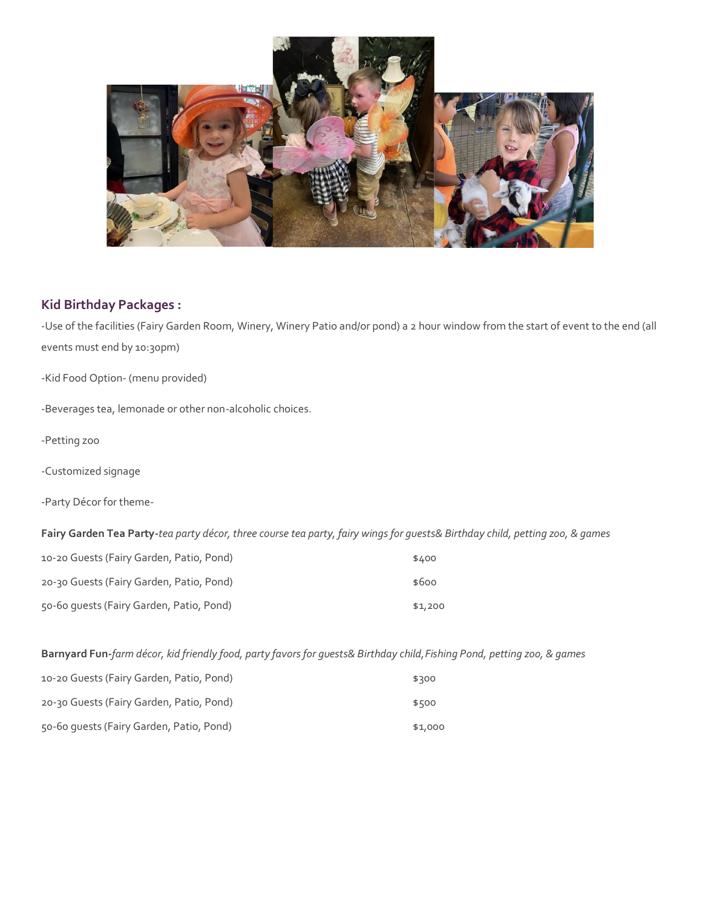## Kid Birthday Packages :

-Use of the facilities (Fairy Garden Room, Winery, Winery Patio and/or pond) a 2 hour window from the start of event to the end (all events must end by 10:30pm)

-Kid Food Option- (menu provided)

-Beverages tea, lemonade or other non-alcoholic choices.

-Petting zoo

-Customized signage

-Party Décor for theme-

**Fairy Garden Tea Party-***tea party décor, three course tea party, fairy wings for guests& Birthday child, petting zoo, & games*

| | |
|---|---|
| 10-20 Guests (Fairy Garden, Patio, Pond) | $400 |
| 20-30 Guests (Fairy Garden, Patio, Pond) | $600 |
| 50-60 guests (Fairy Garden, Patio, Pond) | $1,200 |

**Barnyard Fun-***farm décor, kid friendly food, party favors for guests& Birthday child,Fishing Pond, petting zoo, & games*

| | |
|---|---|
| 10-20 Guests (Fairy Garden, Patio, Pond) | $300 |
| 20-30 Guests (Fairy Garden, Patio, Pond) | $500 |
| 50-60 guests (Fairy Garden, Patio, Pond) | $1,000 |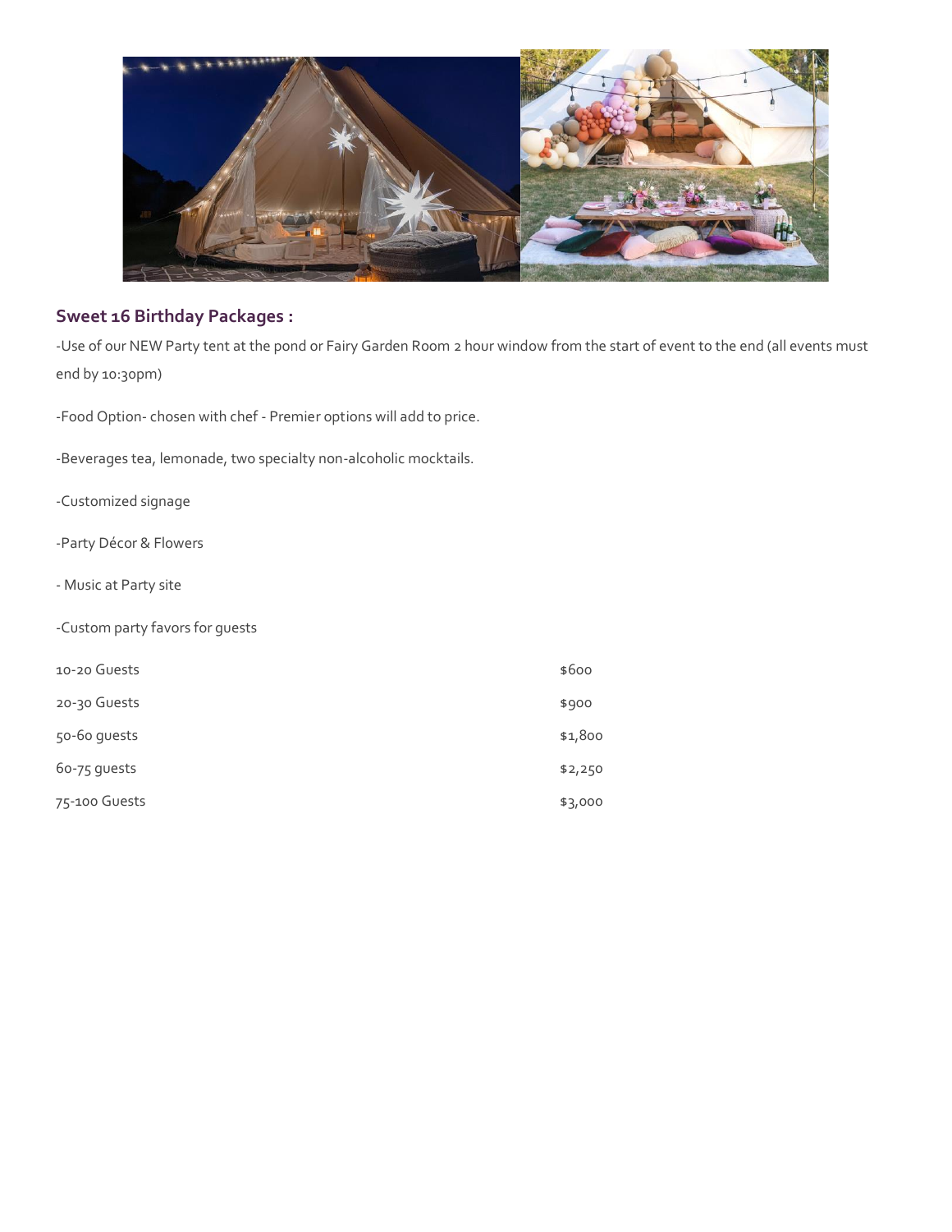## Sweet 16 Birthday Packages :

-Use of our NEW Party tent at the pond or Fairy Garden Room 2 hour window from the start of event to the end (all events must end by 10:30pm)

-Food Option- chosen with chef - Premier options will add to price.

-Beverages tea, lemonade, two specialty non-alcoholic mocktails.

-Customized signage

-Party Décor & Flowers

- Music at Party site

-Custom party favors for guests

| | |
|---|---|
| 10-20 Guests | $600 |
| 20-30 Guests | $900 |
| 50-60 guests | $1,800 |
| 60-75 guests | $2,250 |
| 75-100 Guests | $3,000 |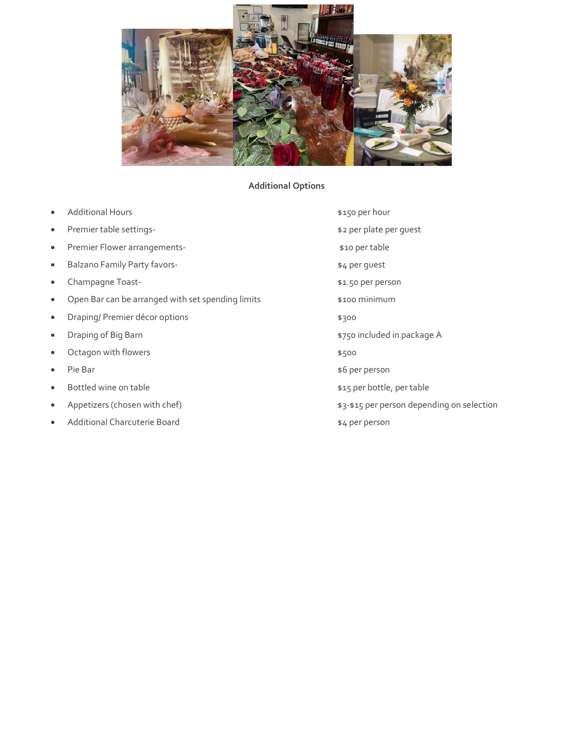**Additional Options**

| | |
|---|---|
| Additional Hours | $150 per hour |
| Premier table settings- | $2 per plate per guest |
| Premier Flower arrangements- | $10 per table |
| Balzano Family Party favors- | $4 per guest |
| Champagne Toast- | $1.50 per person |
| Open Bar can be arranged with set spending limits | $100 minimum |
| Draping/ Premier décor options | $300 |
| Draping of Big Barn | $750 included in package A |
| Octagon with flowers | $500 |
| Pie Bar | $6 per person |
| Bottled wine on table | $15 per bottle, per table |
| Appetizers (chosen with chef) | $3-$15 per person depending on selection |
| Additional Charcuterie Board | $4 per person |